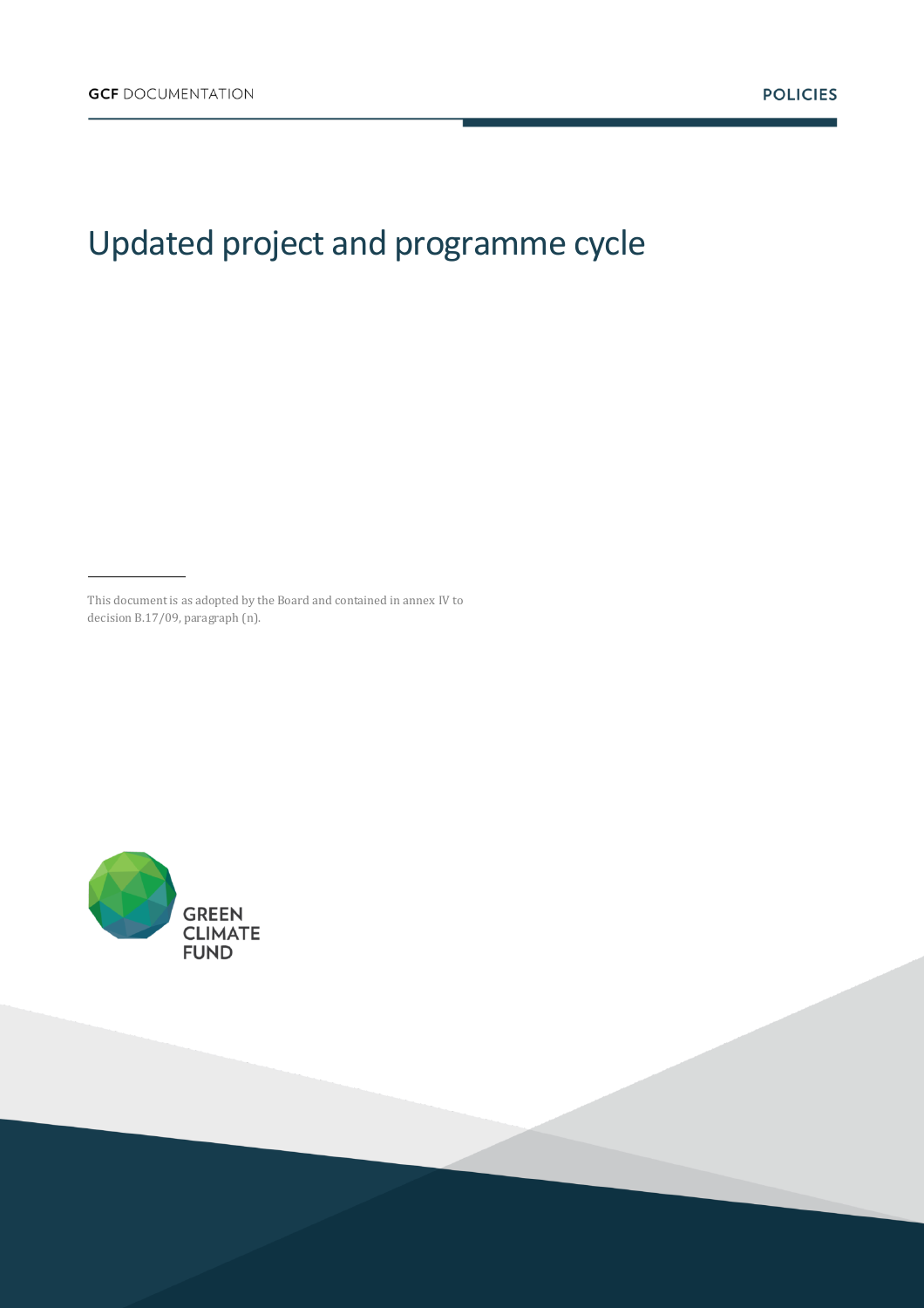GCF DOCUMENTATION

POLICIES

# Updated project and programme cycle

This document is as adopted by the Board and contained in annex IV to decision B.17/09, paragraph (n).

GREEN CLIMATE FUND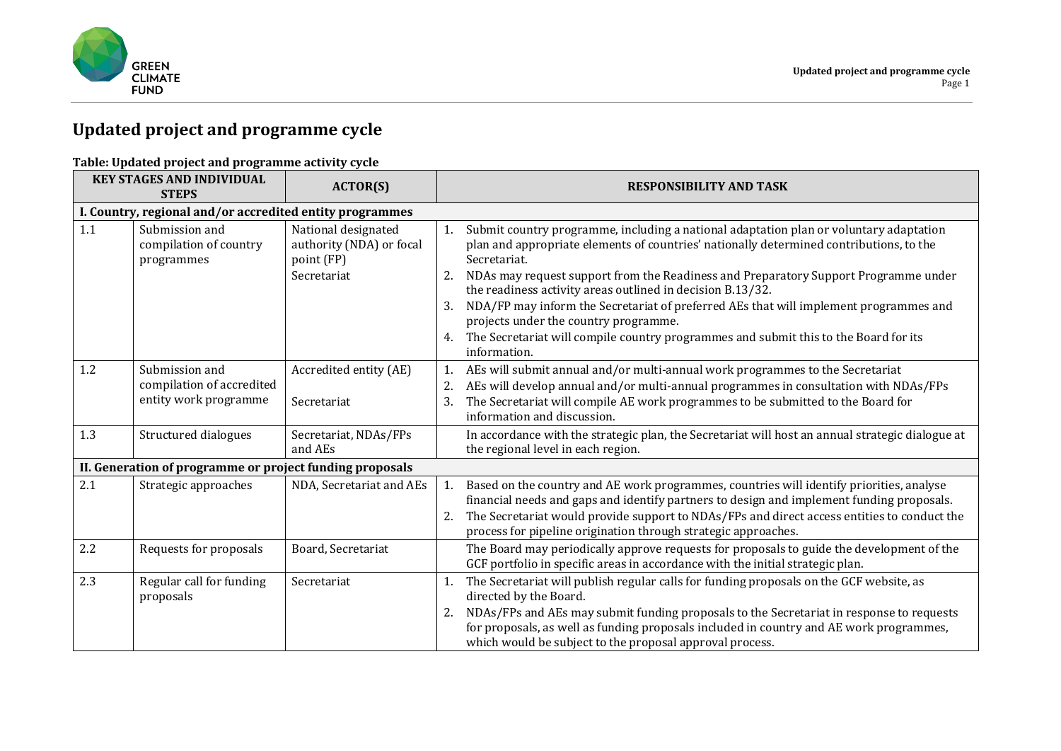# Updated project and programme cycle

**Table: Updated project and programme activity cycle**

| KEY STAGES AND INDIVIDUAL STEPS | | ACTOR(S) | RESPONSIBILITY AND TASK |
|---|---|---|---|
| **I. Country, regional and/or accredited entity programmes** | | | |
| 1.1 | Submission and compilation of country programmes | National designated authority (NDA) or focal point (FP)<br>Secretariat | 1. Submit country programme, including a national adaptation plan or voluntary adaptation plan and appropriate elements of countries' nationally determined contributions, to the Secretariat.<br>2. NDAs may request support from the Readiness and Preparatory Support Programme under the readiness activity areas outlined in decision B.13/32.<br>3. NDA/FP may inform the Secretariat of preferred AEs that will implement programmes and projects under the country programme.<br>4. The Secretariat will compile country programmes and submit this to the Board for its information. |
| 1.2 | Submission and compilation of accredited entity work programme | Accredited entity (AE)<br>Secretariat | 1. AEs will submit annual and/or multi-annual work programmes to the Secretariat<br>2. AEs will develop annual and/or multi-annual programmes in consultation with NDAs/FPs<br>3. The Secretariat will compile AE work programmes to be submitted to the Board for information and discussion. |
| 1.3 | Structured dialogues | Secretariat, NDAs/FPs and AEs | In accordance with the strategic plan, the Secretariat will host an annual strategic dialogue at the regional level in each region. |
| **II. Generation of programme or project funding proposals** | | | |
| 2.1 | Strategic approaches | NDA, Secretariat and AEs | 1. Based on the country and AE work programmes, countries will identify priorities, analyse financial needs and gaps and identify partners to design and implement funding proposals.<br>2. The Secretariat would provide support to NDAs/FPs and direct access entities to conduct the process for pipeline origination through strategic approaches. |
| 2.2 | Requests for proposals | Board, Secretariat | The Board may periodically approve requests for proposals to guide the development of the GCF portfolio in specific areas in accordance with the initial strategic plan. |
| 2.3 | Regular call for funding proposals | Secretariat | 1. The Secretariat will publish regular calls for funding proposals on the GCF website, as directed by the Board.<br>2. NDAs/FPs and AEs may submit funding proposals to the Secretariat in response to requests for proposals, as well as funding proposals included in country and AE work programmes, which would be subject to the proposal approval process. |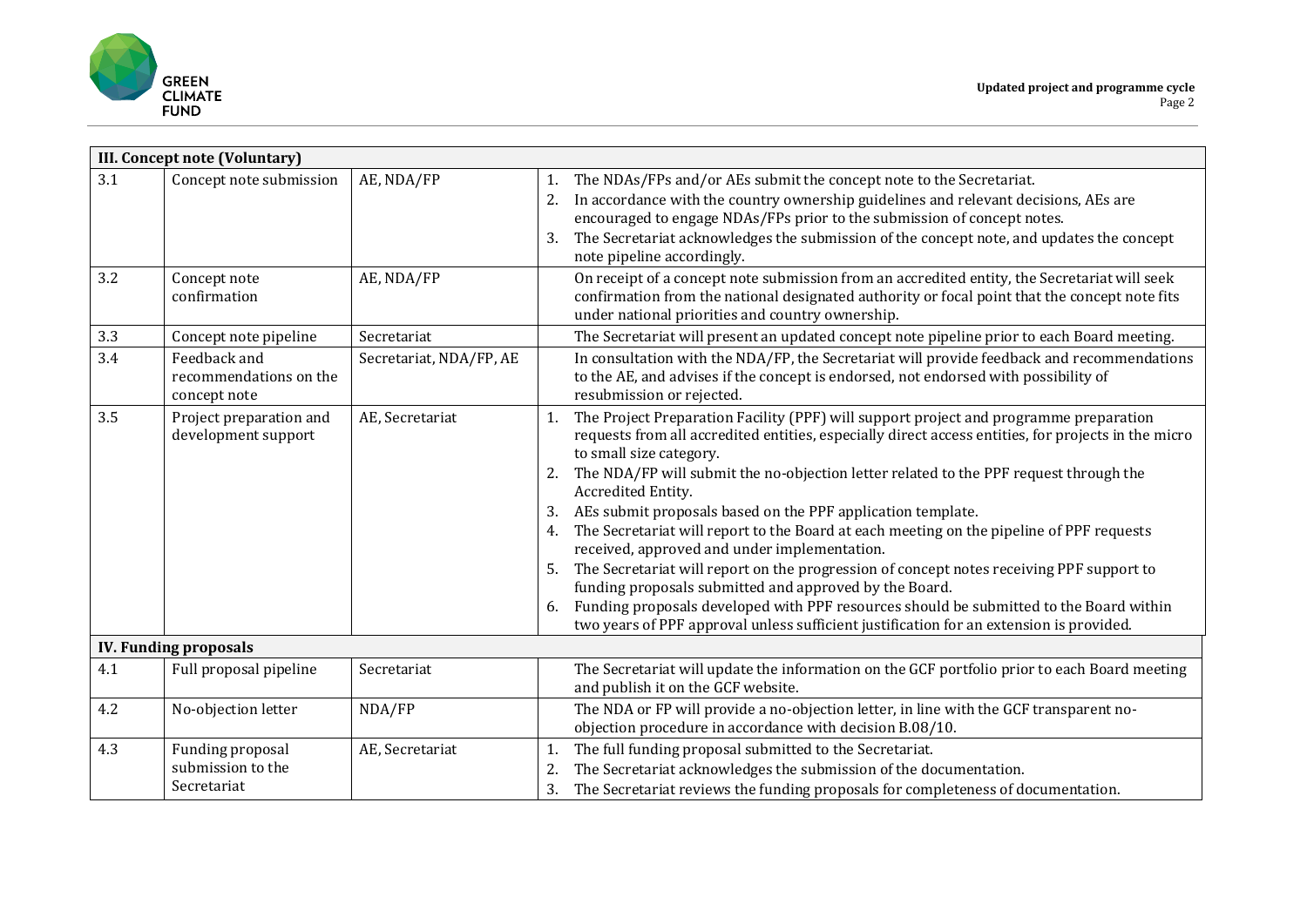| | | | |
|---|---|---|---|
| **III. Concept note (Voluntary)** | | | |
| 3.1 | Concept note submission | AE, NDA/FP | 1. The NDAs/FPs and/or AEs submit the concept note to the Secretariat.<br>2. In accordance with the country ownership guidelines and relevant decisions, AEs are encouraged to engage NDAs/FPs prior to the submission of concept notes.<br>3. The Secretariat acknowledges the submission of the concept note, and updates the concept note pipeline accordingly. |
| 3.2 | Concept note confirmation | AE, NDA/FP | On receipt of a concept note submission from an accredited entity, the Secretariat will seek confirmation from the national designated authority or focal point that the concept note fits under national priorities and country ownership. |
| 3.3 | Concept note pipeline | Secretariat | The Secretariat will present an updated concept note pipeline prior to each Board meeting. |
| 3.4 | Feedback and recommendations on the concept note | Secretariat, NDA/FP, AE | In consultation with the NDA/FP, the Secretariat will provide feedback and recommendations to the AE, and advises if the concept is endorsed, not endorsed with possibility of resubmission or rejected. |
| 3.5 | Project preparation and development support | AE, Secretariat | 1. The Project Preparation Facility (PPF) will support project and programme preparation requests from all accredited entities, especially direct access entities, for projects in the micro to small size category.<br>2. The NDA/FP will submit the no-objection letter related to the PPF request through the Accredited Entity.<br>3. AEs submit proposals based on the PPF application template.<br>4. The Secretariat will report to the Board at each meeting on the pipeline of PPF requests received, approved and under implementation.<br>5. The Secretariat will report on the progression of concept notes receiving PPF support to funding proposals submitted and approved by the Board.<br>6. Funding proposals developed with PPF resources should be submitted to the Board within two years of PPF approval unless sufficient justification for an extension is provided. |
| **IV. Funding proposals** | | | |
| 4.1 | Full proposal pipeline | Secretariat | The Secretariat will update the information on the GCF portfolio prior to each Board meeting and publish it on the GCF website. |
| 4.2 | No-objection letter | NDA/FP | The NDA or FP will provide a no-objection letter, in line with the GCF transparent no-objection procedure in accordance with decision B.08/10. |
| 4.3 | Funding proposal submission to the Secretariat | AE, Secretariat | 1. The full funding proposal submitted to the Secretariat.<br>2. The Secretariat acknowledges the submission of the documentation.<br>3. The Secretariat reviews the funding proposals for completeness of documentation. |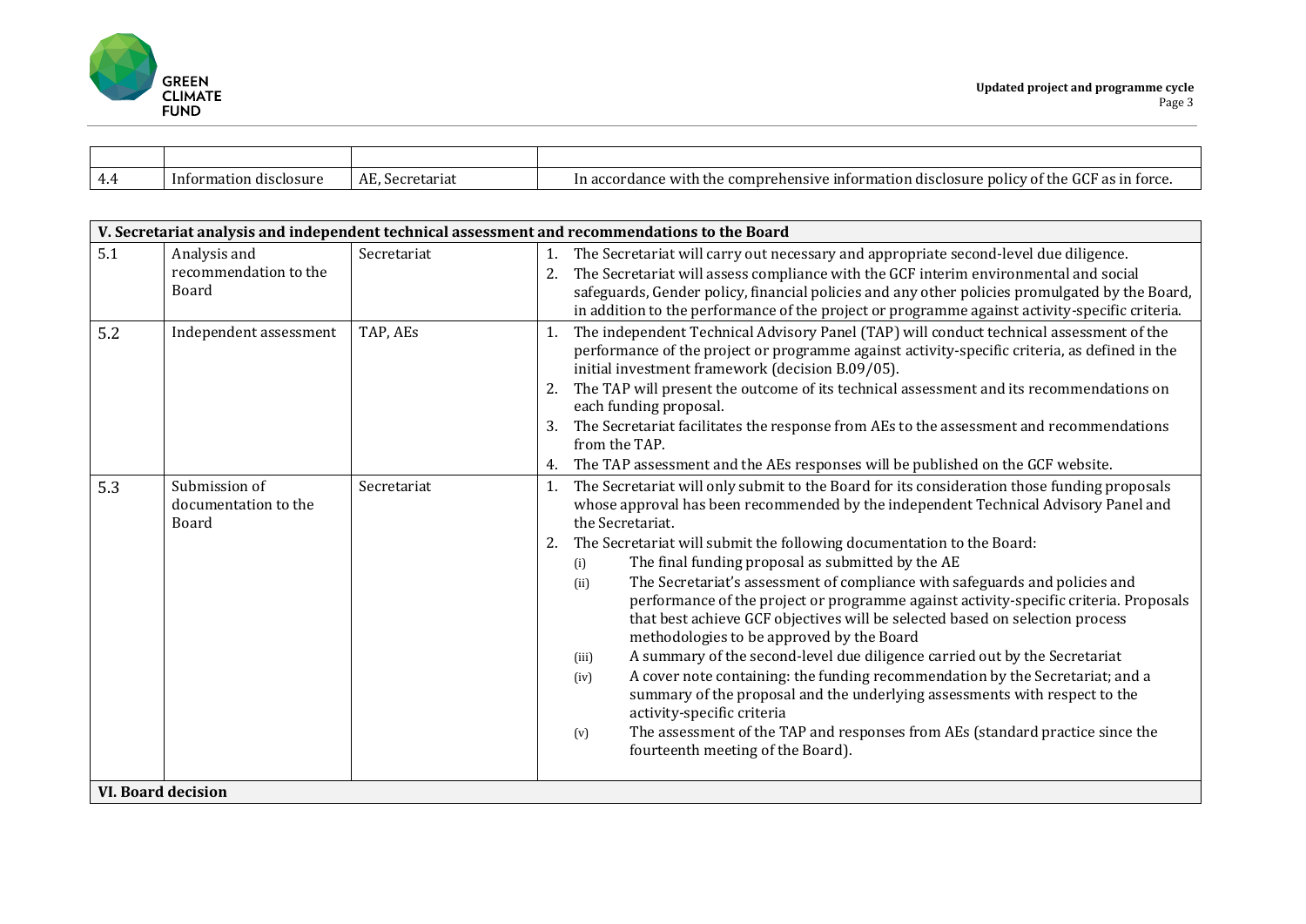| | | | |
|---|---|---|---|
| 4.4 | Information disclosure | AE, Secretariat | In accordance with the comprehensive information disclosure policy of the GCF as in force. |

| **V. Secretariat analysis and independent technical assessment and recommendations to the Board** | | | |
|---|---|---|---|
| 5.1 | Analysis and recommendation to the Board | Secretariat | 1. The Secretariat will carry out necessary and appropriate second-level due diligence.<br>2. The Secretariat will assess compliance with the GCF interim environmental and social safeguards, Gender policy, financial policies and any other policies promulgated by the Board, in addition to the performance of the project or programme against activity-specific criteria. |
| 5.2 | Independent assessment | TAP, AEs | 1. The independent Technical Advisory Panel (TAP) will conduct technical assessment of the performance of the project or programme against activity-specific criteria, as defined in the initial investment framework (decision B.09/05).<br>2. The TAP will present the outcome of its technical assessment and its recommendations on each funding proposal.<br>3. The Secretariat facilitates the response from AEs to the assessment and recommendations from the TAP.<br>4. The TAP assessment and the AEs responses will be published on the GCF website. |
| 5.3 | Submission of documentation to the Board | Secretariat | 1. The Secretariat will only submit to the Board for its consideration those funding proposals whose approval has been recommended by the independent Technical Advisory Panel and the Secretariat.<br>2. The Secretariat will submit the following documentation to the Board:<br>(i) The final funding proposal as submitted by the AE<br>(ii) The Secretariat's assessment of compliance with safeguards and policies and performance of the project or programme against activity-specific criteria. Proposals that best achieve GCF objectives will be selected based on selection process methodologies to be approved by the Board<br>(iii) A summary of the second-level due diligence carried out by the Secretariat<br>(iv) A cover note containing: the funding recommendation by the Secretariat; and a summary of the proposal and the underlying assessments with respect to the activity-specific criteria<br>(v) The assessment of the TAP and responses from AEs (standard practice since the fourteenth meeting of the Board). |
| **VI. Board decision** | | | |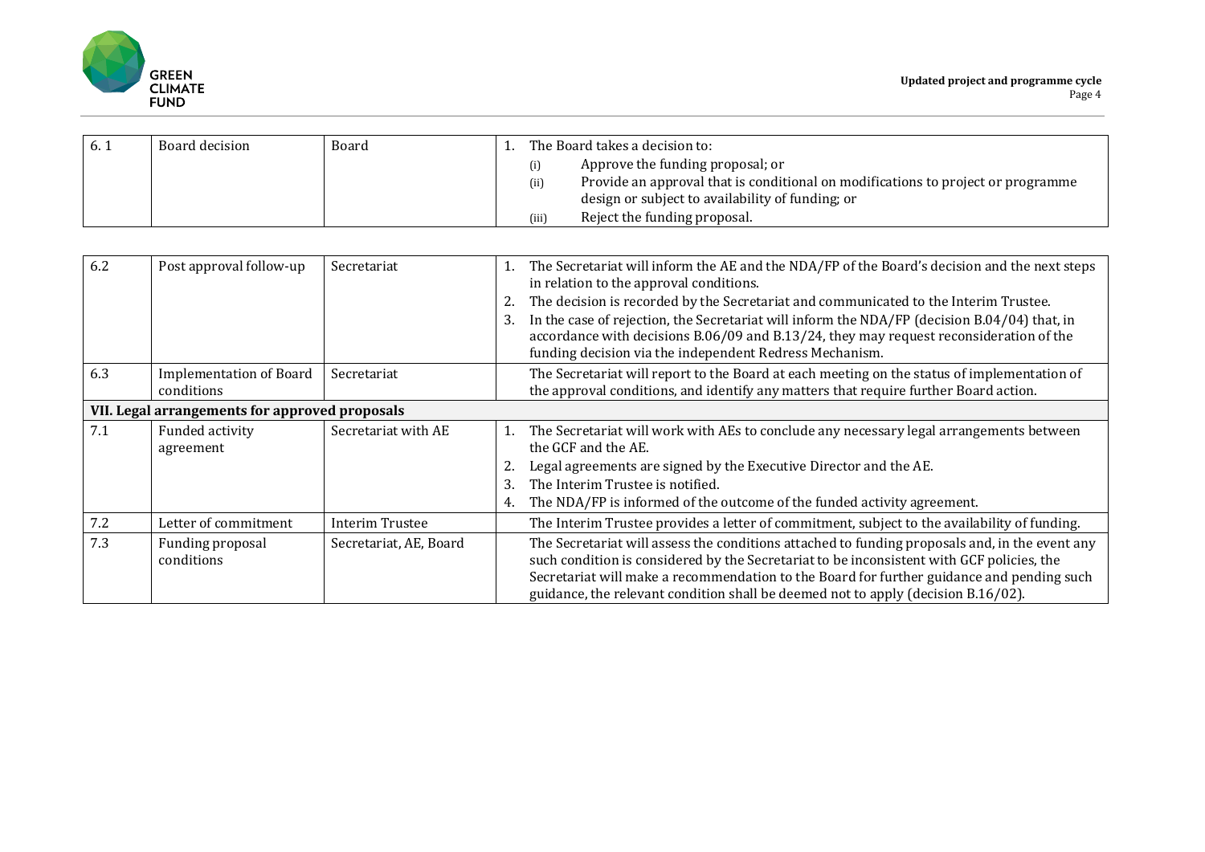| 6. 1 | Board decision | Board | 1. The Board takes a decision to:<br>(i) Approve the funding proposal; or<br>(ii) Provide an approval that is conditional on modifications to project or programme design or subject to availability of funding; or<br>(iii) Reject the funding proposal. |
|---|---|---|---|

| 6.2 | Post approval follow-up | Secretariat | 1. The Secretariat will inform the AE and the NDA/FP of the Board's decision and the next steps in relation to the approval conditions.<br>2. The decision is recorded by the Secretariat and communicated to the Interim Trustee.<br>3. In the case of rejection, the Secretariat will inform the NDA/FP (decision B.04/04) that, in accordance with decisions B.06/09 and B.13/24, they may request reconsideration of the funding decision via the independent Redress Mechanism. |
|---|---|---|---|
| 6.3 | Implementation of Board conditions | Secretariat | The Secretariat will report to the Board at each meeting on the status of implementation of the approval conditions, and identify any matters that require further Board action. |
| **VII. Legal arrangements for approved proposals** | | | |
| 7.1 | Funded activity agreement | Secretariat with AE | 1. The Secretariat will work with AEs to conclude any necessary legal arrangements between the GCF and the AE.<br>2. Legal agreements are signed by the Executive Director and the AE.<br>3. The Interim Trustee is notified.<br>4. The NDA/FP is informed of the outcome of the funded activity agreement. |
| 7.2 | Letter of commitment | Interim Trustee | The Interim Trustee provides a letter of commitment, subject to the availability of funding. |
| 7.3 | Funding proposal conditions | Secretariat, AE, Board | The Secretariat will assess the conditions attached to funding proposals and, in the event any such condition is considered by the Secretariat to be inconsistent with GCF policies, the Secretariat will make a recommendation to the Board for further guidance and pending such guidance, the relevant condition shall be deemed not to apply (decision B.16/02). |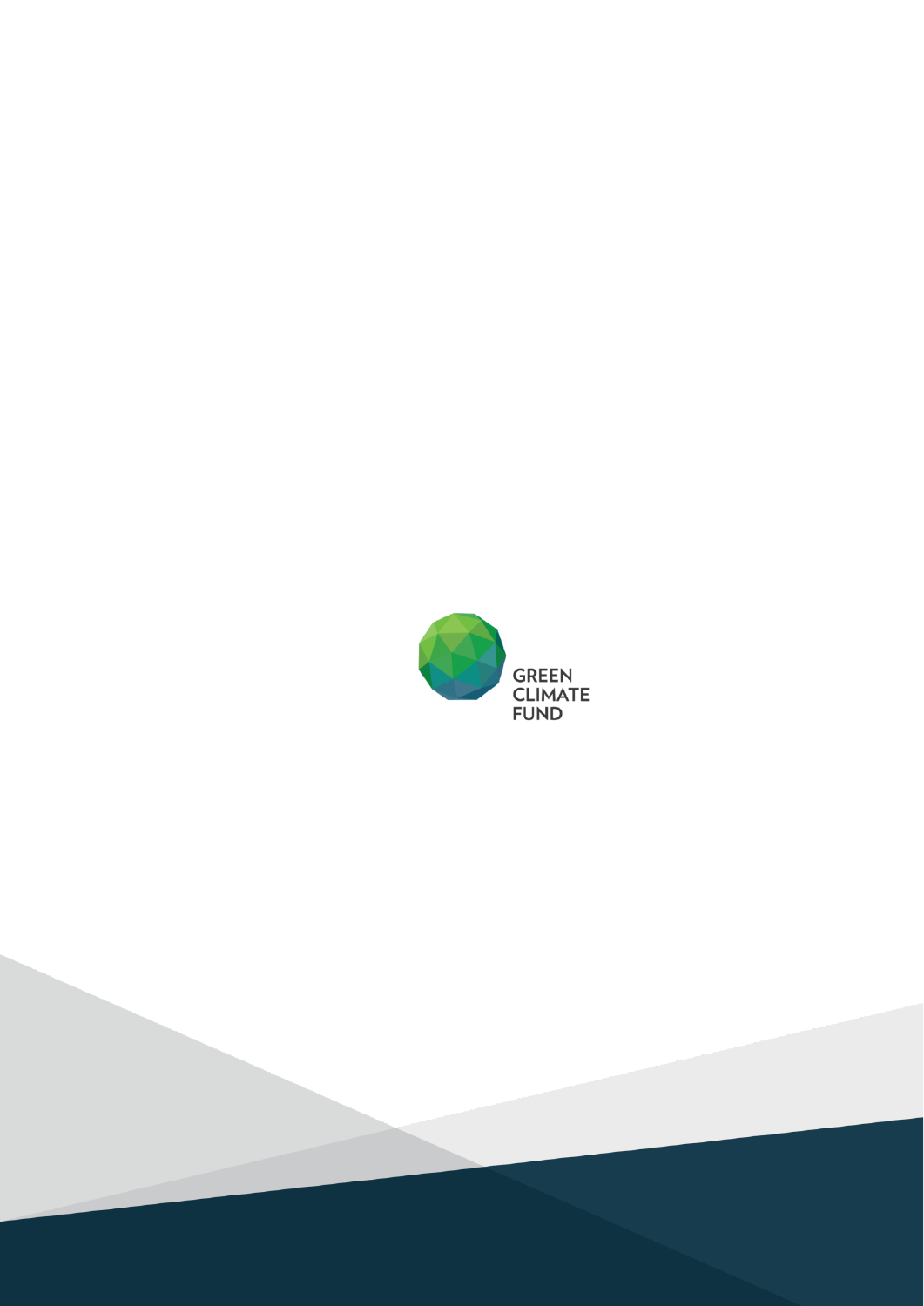GREEN
CLIMATE
FUND